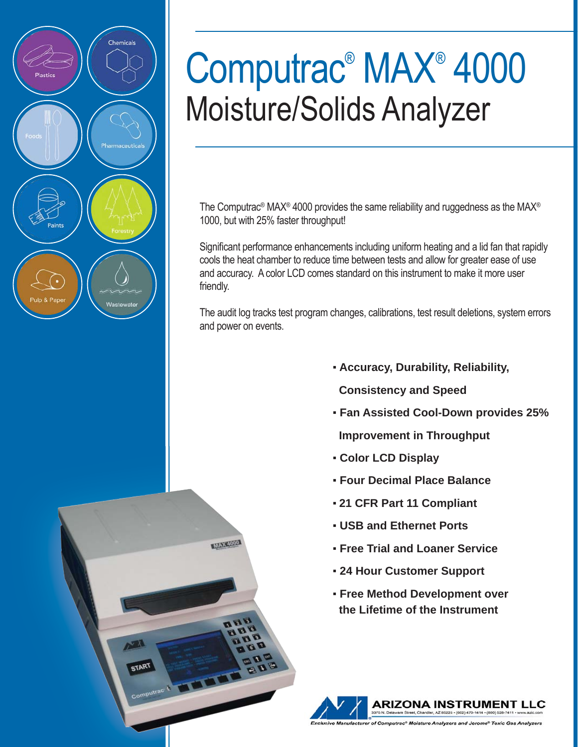# Computrac® MAX® 4000

## Moisture/Solids Analyzer

Plastics · Chemicals · Foods · Pharmaceuticals · Paints · Forestry · Pulp & Paper · Wastewater

The Computrac® MAX® 4000 provides the same reliability and ruggedness as the MAX® 1000, but with 25% faster throughput!

Significant performance enhancements including uniform heating and a lid fan that rapidly cools the heat chamber to reduce time between tests and allow for greater ease of use and accuracy. A color LCD comes standard on this instrument to make it more user friendly.

The audit log tracks test program changes, calibrations, test result deletions, system errors and power on events.

- **Accuracy, Durability, Reliability, Consistency and Speed**
- **Fan Assisted Cool-Down provides 25% Improvement in Throughput**
- **Color LCD Display**
- **Four Decimal Place Balance**
- **21 CFR Part 11 Compliant**
- **USB and Ethernet Ports**
- **Free Trial and Loaner Service**
- **24 Hour Customer Support**
- **Free Method Development over the Lifetime of the Instrument**

**ARIZONA INSTRUMENT LLC**

3375 N. Delaware Street, Chandler, AZ 85225 • (602) 470-1414 • (800) 528-7411 • www.azic.com

*Exclusive Manufacturer of Computrac® Moisture Analyzers and Jerome® Toxic Gas Analyzers*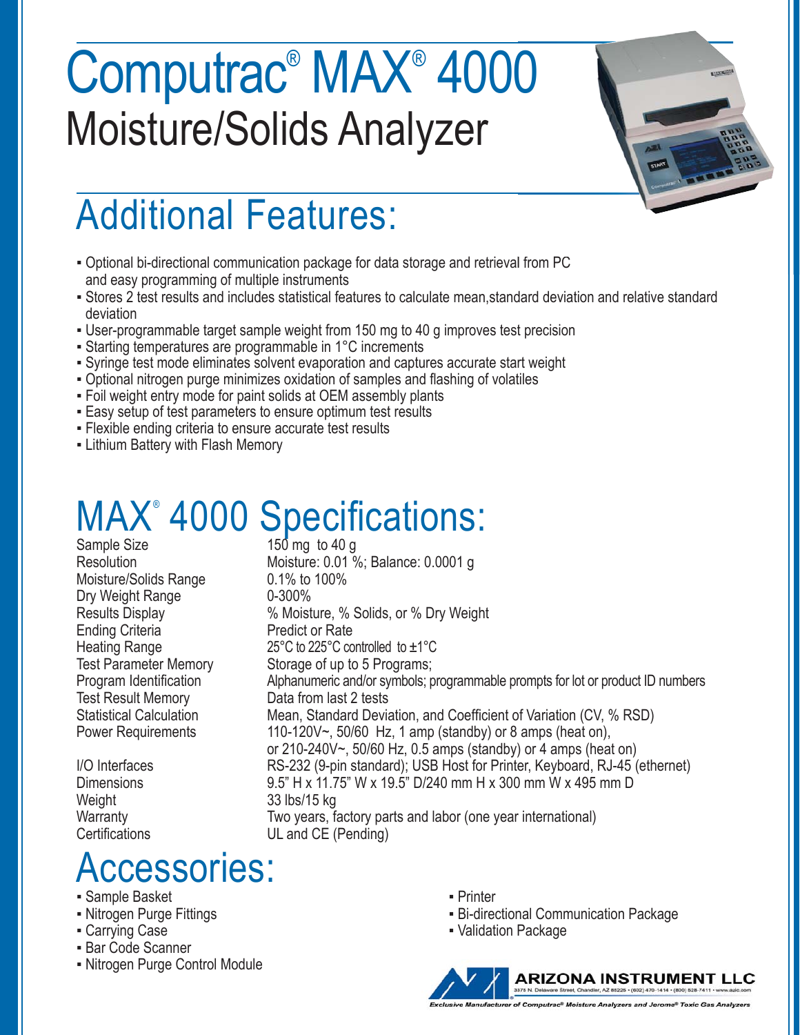# Computrac® MAX® 4000

## Moisture/Solids Analyzer

## Additional Features:

- Optional bi-directional communication package for data storage and retrieval from PC and easy programming of multiple instruments
- Stores 2 test results and includes statistical features to calculate mean,standard deviation and relative standard deviation
- User-programmable target sample weight from 150 mg to 40 g improves test precision
- Starting temperatures are programmable in 1°C increments
- Syringe test mode eliminates solvent evaporation and captures accurate start weight
- Optional nitrogen purge minimizes oxidation of samples and flashing of volatiles
- Foil weight entry mode for paint solids at OEM assembly plants
- Easy setup of test parameters to ensure optimum test results
- Flexible ending criteria to ensure accurate test results
- Lithium Battery with Flash Memory

## MAX® 4000 Specifications:

| | |
|---|---|
| Sample Size | 150 mg to 40 g |
| Resolution | Moisture: 0.01 %; Balance: 0.0001 g |
| Moisture/Solids Range | 0.1% to 100% |
| Dry Weight Range | 0-300% |
| Results Display | % Moisture, % Solids, or % Dry Weight |
| Ending Criteria | Predict or Rate |
| Heating Range | 25°C to 225°C controlled to ±1°C |
| Test Parameter Memory | Storage of up to 5 Programs; |
| Program Identification | Alphanumeric and/or symbols; programmable prompts for lot or product ID numbers |
| Test Result Memory | Data from last 2 tests |
| Statistical Calculation | Mean, Standard Deviation, and Coefficient of Variation (CV, % RSD) |
| Power Requirements | 110-120V~, 50/60 Hz, 1 amp (standby) or 8 amps (heat on), or 210-240V~, 50/60 Hz, 0.5 amps (standby) or 4 amps (heat on) |
| I/O Interfaces | RS-232 (9-pin standard); USB Host for Printer, Keyboard, RJ-45 (ethernet) |
| Dimensions | 9.5" H x 11.75" W x 19.5" D/240 mm H x 300 mm W x 495 mm D |
| Weight | 33 lbs/15 kg |
| Warranty | Two years, factory parts and labor (one year international) |
| Certifications | UL and CE (Pending) |

## Accessories:

- Sample Basket
- Nitrogen Purge Fittings
- Carrying Case
- Bar Code Scanner
- Nitrogen Purge Control Module
- Printer
- Bi-directional Communication Package
- Validation Package

**ARIZONA INSTRUMENT LLC**

3375 N. Delaware Street, Chandler, AZ 85225 • (602) 470-1414 • (800) 528-7411 • www.azic.com

*Exclusive Manufacturer of Computrac® Moisture Analyzers and Jerome® Toxic Gas Analyzers*